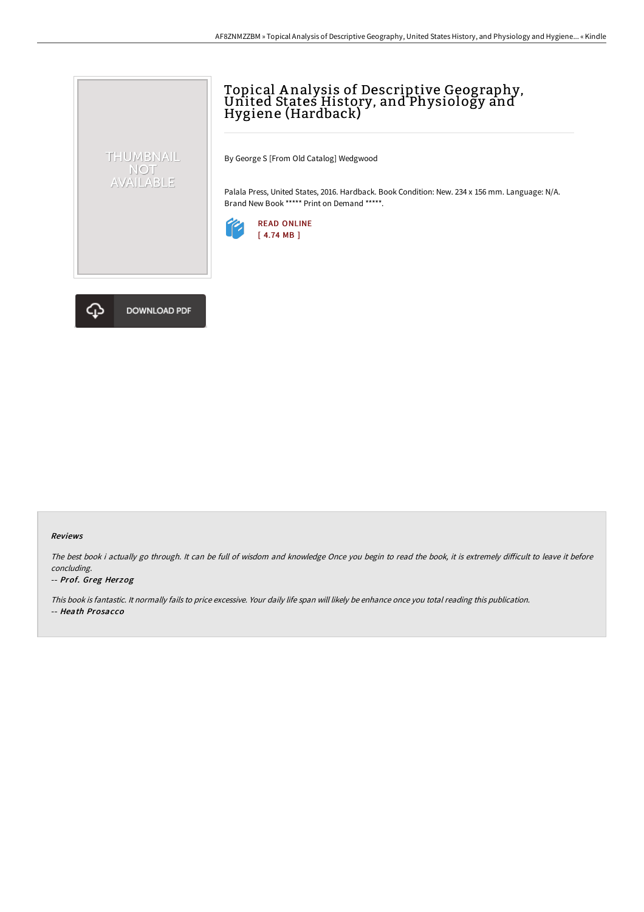# Topical Analysis of Descriptive Geography, United States History, and Physiology and Hygiene (Hardback)

By George S [From Old Catalog] Wedgwood

Palala Press, United States, 2016. Hardback. Book Condition: New. 234 x 156 mm. Language: N/A. Brand New Book ***** Print on Demand *****.

READ ONLINE
[ 4.74 MB ]

DOWNLOAD PDF

### Reviews

*The best book i actually go through. It can be full of wisdom and knowledge Once you begin to read the book, it is extremely difficult to leave it before concluding.*

-- *Prof. Greg Herzog*

*This book is fantastic. It normally fails to price excessive. Your daily life span will likely be enhance once you total reading this publication.*

-- *Heath Prosacco*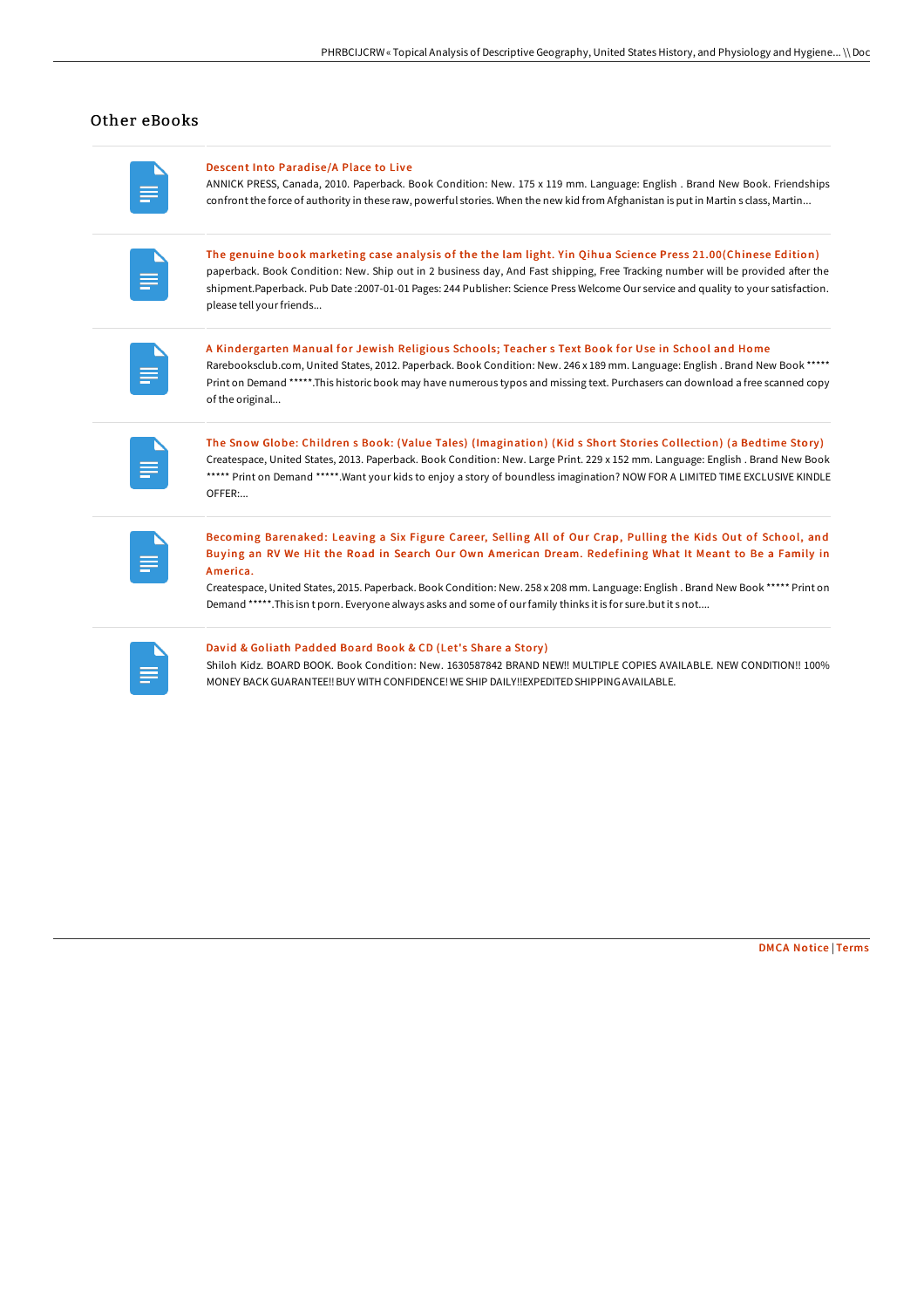## Other eBooks

**Descent Into Paradise/A Place to Live**

ANNICK PRESS, Canada, 2010. Paperback. Book Condition: New. 175 x 119 mm. Language: English . Brand New Book. Friendships confront the force of authority in these raw, powerful stories. When the new kid from Afghanistan is put in Martin s class, Martin...

**The genuine book marketing case analysis of the the lam light. Yin Qihua Science Press 21.00(Chinese Edition)**

paperback. Book Condition: New. Ship out in 2 business day, And Fast shipping, Free Tracking number will be provided after the shipment.Paperback. Pub Date :2007-01-01 Pages: 244 Publisher: Science Press Welcome Our service and quality to your satisfaction. please tell your friends...

**A Kindergarten Manual for Jewish Religious Schools; Teacher s Text Book for Use in School and Home**

Rarebooksclub.com, United States, 2012. Paperback. Book Condition: New. 246 x 189 mm. Language: English . Brand New Book ***** Print on Demand *****.This historic book may have numerous typos and missing text. Purchasers can download a free scanned copy of the original...

**The Snow Globe: Children s Book: (Value Tales) (Imagination) (Kid s Short Stories Collection) (a Bedtime Story)**

Createspace, United States, 2013. Paperback. Book Condition: New. Large Print. 229 x 152 mm. Language: English . Brand New Book ***** Print on Demand *****.Want your kids to enjoy a story of boundless imagination? NOW FOR A LIMITED TIME EXCLUSIVE KINDLE OFFER:...

**Becoming Barenaked: Leaving a Six Figure Career, Selling All of Our Crap, Pulling the Kids Out of School, and Buying an RV We Hit the Road in Search Our Own American Dream. Redefining What It Meant to Be a Family in America.**

Createspace, United States, 2015. Paperback. Book Condition: New. 258 x 208 mm. Language: English . Brand New Book ***** Print on Demand *****.This isn t porn. Everyone always asks and some of our family thinks it is for sure.but it s not....

**David & Goliath Padded Board Book & CD (Let's Share a Story)**

Shiloh Kidz. BOARD BOOK. Book Condition: New. 1630587842 BRAND NEW!! MULTIPLE COPIES AVAILABLE. NEW CONDITION!! 100% MONEY BACK GUARANTEE!! BUY WITH CONFIDENCE! WE SHIP DAILY!!EXPEDITED SHIPPING AVAILABLE.